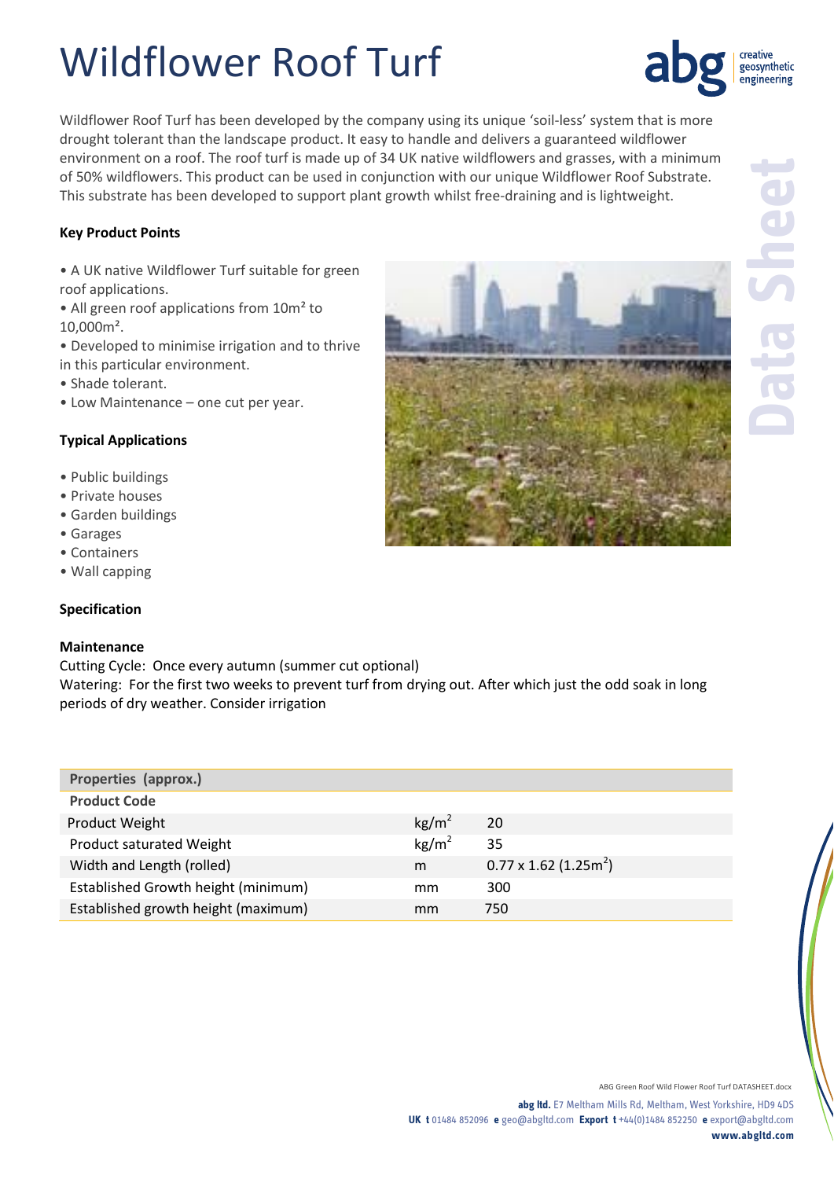# Wildflower Roof Turf

Wildflower Roof Turf has been developed by the company using its unique 'soil-less' system that is more drought tolerant than the landscape product. It easy to handle and delivers a guaranteed wildflower environment on a roof. The roof turf is made up of 34 UK native wildflowers and grasses, with a minimum of 50% wildflowers. This product can be used in conjunction with our unique Wildflower Roof Substrate. This substrate has been developed to support plant growth whilst free-draining and is lightweight.

**Key Product Points**

- A UK native Wildflower Turf suitable for green roof applications.
- All green roof applications from 10m² to 10,000m².
- Developed to minimise irrigation and to thrive in this particular environment.
- Shade tolerant.
- Low Maintenance – one cut per year.

**Typical Applications**

- Public buildings
- Private houses
- Garden buildings
- Garages
- Containers
- Wall capping

**Specification**

**Maintenance**

Cutting Cycle: Once every autumn (summer cut optional)

Watering: For the first two weeks to prevent turf from drying out. After which just the odd soak in long periods of dry weather. Consider irrigation

| Properties (approx.) | | |
|---|---|---|
| **Product Code** | | |
| Product Weight | kg/m$^2$ | 20 |
| Product saturated Weight | kg/m$^2$ | 35 |
| Width and Length (rolled) | m | 0.77 x 1.62 (1.25m$^2$) |
| Established Growth height (minimum) | mm | 300 |
| Established growth height (maximum) | mm | 750 |

**abg ltd.** E7 Meltham Mills Rd, Meltham, West Yorkshire, HD9 4DS
**UK t** 01484 852096 **e** geo@abgltd.com **Export t** +44(0)1484 852250 **e** export@abgltd.com
**www.abgltd.com**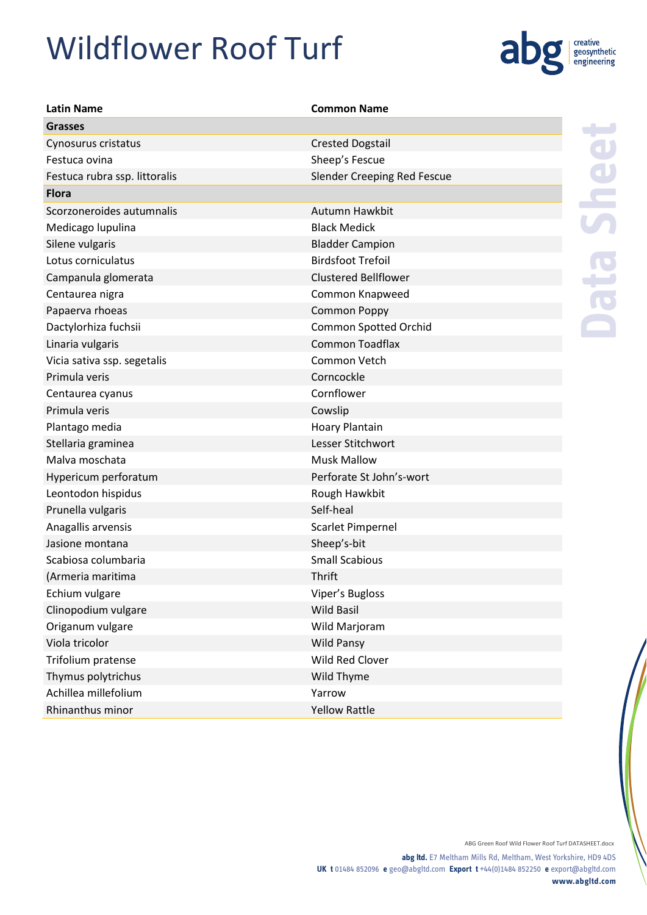# Wildflower Roof Turf

| Latin Name | Common Name |
|---|---|
| **Grasses** | |
| Cynosurus cristatus | Crested Dogstail |
| Festuca ovina | Sheep's Fescue |
| Festuca rubra ssp. littoralis | Slender Creeping Red Fescue |
| **Flora** | |
| Scorzoneroides autumnalis | Autumn Hawkbit |
| Medicago lupulina | Black Medick |
| Silene vulgaris | Bladder Campion |
| Lotus corniculatus | Birdsfoot Trefoil |
| Campanula glomerata | Clustered Bellflower |
| Centaurea nigra | Common Knapweed |
| Papaerva rhoeas | Common Poppy |
| Dactylorhiza fuchsii | Common Spotted Orchid |
| Linaria vulgaris | Common Toadflax |
| Vicia sativa ssp. segetalis | Common Vetch |
| Primula veris | Corncockle |
| Centaurea cyanus | Cornflower |
| Primula veris | Cowslip |
| Plantago media | Hoary Plantain |
| Stellaria graminea | Lesser Stitchwort |
| Malva moschata | Musk Mallow |
| Hypericum perforatum | Perforate St John's-wort |
| Leontodon hispidus | Rough Hawkbit |
| Prunella vulgaris | Self-heal |
| Anagallis arvensis | Scarlet Pimpernel |
| Jasione montana | Sheep's-bit |
| Scabiosa columbaria | Small Scabious |
| (Armeria maritima | Thrift |
| Echium vulgare | Viper's Bugloss |
| Clinopodium vulgare | Wild Basil |
| Origanum vulgare | Wild Marjoram |
| Viola tricolor | Wild Pansy |
| Trifolium pratense | Wild Red Clover |
| Thymus polytrichus | Wild Thyme |
| Achillea millefolium | Yarrow |
| Rhinanthus minor | Yellow Rattle |

ABG Green Roof Wild Flower Roof Turf DATASHEET.docx

**abg ltd.** E7 Meltham Mills Rd, Meltham, West Yorkshire, HD9 4DS
**UK t** 01484 852096 **e** geo@abgltd.com **Export t** +44(0)1484 852250 **e** export@abgltd.com
**www.abgltd.com**